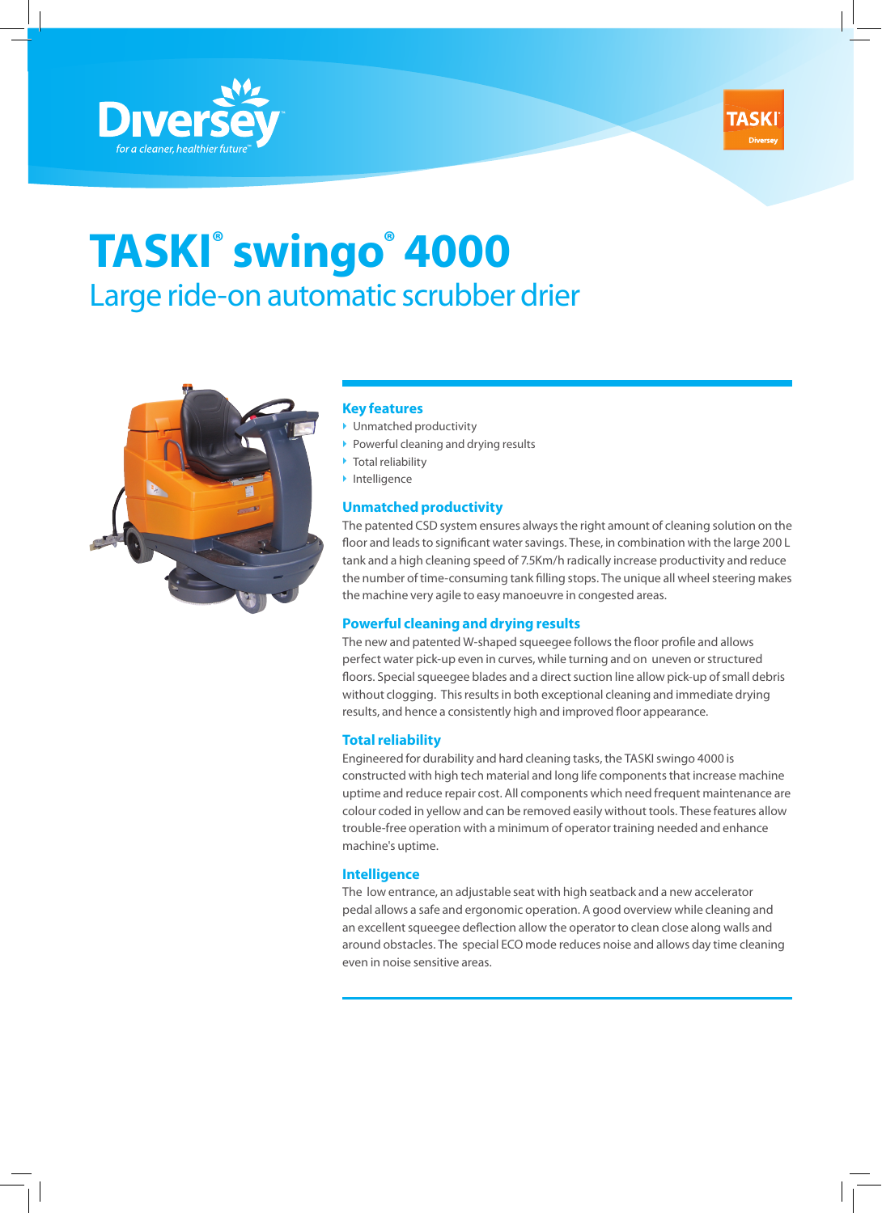# TASKI® swingo® 4000

## Large ride-on automatic scrubber drier

### Key features

- Unmatched productivity
- Powerful cleaning and drying results
- Total reliability
- Intelligence

### Unmatched productivity

The patented CSD system ensures always the right amount of cleaning solution on the floor and leads to significant water savings. These, in combination with the large 200 L tank and a high cleaning speed of 7.5Km/h radically increase productivity and reduce the number of time-consuming tank filling stops. The unique all wheel steering makes the machine very agile to easy manoeuvre in congested areas.

### Powerful cleaning and drying results

The new and patented W-shaped squeegee follows the floor profile and allows perfect water pick-up even in curves, while turning and on uneven or structured floors. Special squeegee blades and a direct suction line allow pick-up of small debris without clogging. This results in both exceptional cleaning and immediate drying results, and hence a consistently high and improved floor appearance.

### Total reliability

Engineered for durability and hard cleaning tasks, the TASKI swingo 4000 is constructed with high tech material and long life components that increase machine uptime and reduce repair cost. All components which need frequent maintenance are colour coded in yellow and can be removed easily without tools. These features allow trouble-free operation with a minimum of operator training needed and enhance machine's uptime.

### Intelligence

The low entrance, an adjustable seat with high seatback and a new accelerator pedal allows a safe and ergonomic operation. A good overview while cleaning and an excellent squeegee deflection allow the operator to clean close along walls and around obstacles. The special ECO mode reduces noise and allows day time cleaning even in noise sensitive areas.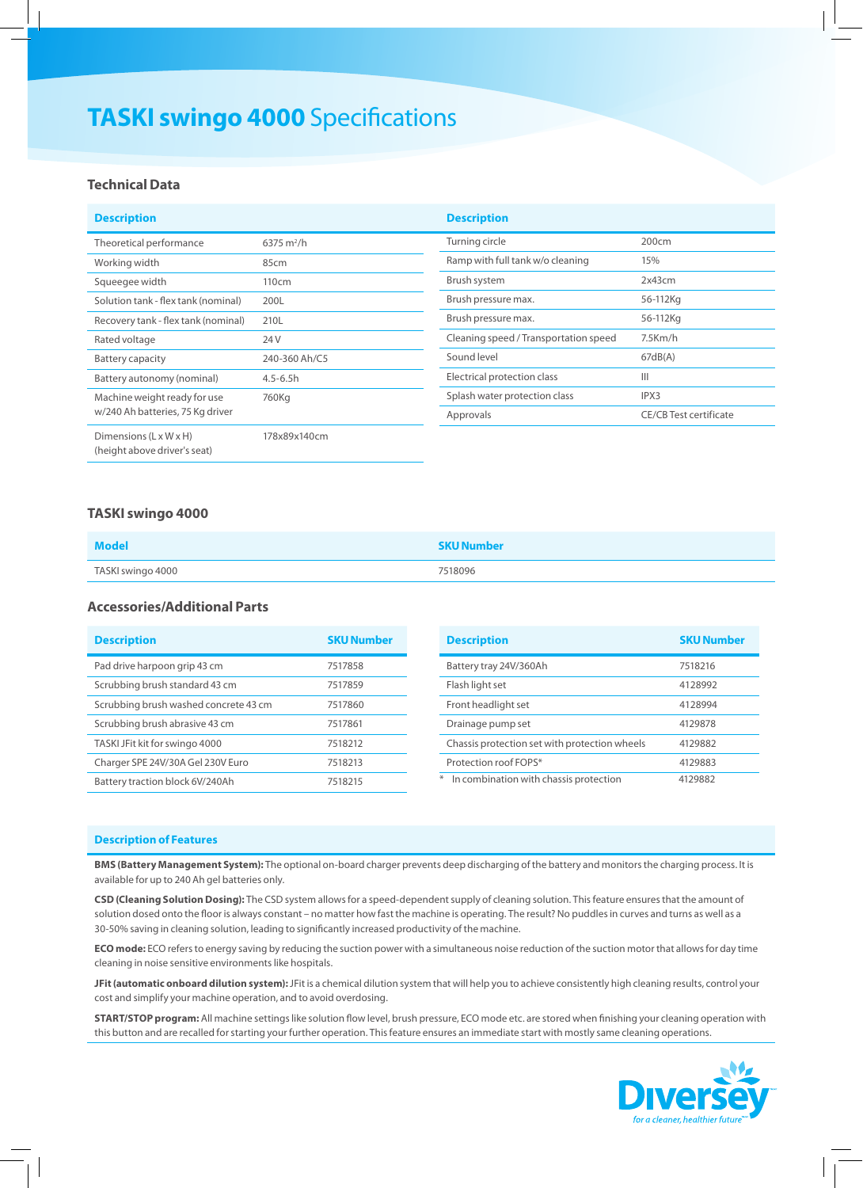# **TASKI swingo 4000** Specifications

## Technical Data

| Description | |
|---|---|
| Theoretical performance | 6375 m²/h |
| Working width | 85cm |
| Squeegee width | 110cm |
| Solution tank - flex tank (nominal) | 200L |
| Recovery tank - flex tank (nominal) | 210L |
| Rated voltage | 24 V |
| Battery capacity | 240-360 Ah/C5 |
| Battery autonomy (nominal) | 4.5-6.5h |
| Machine weight ready for use w/240 Ah batteries, 75 Kg driver | 760Kg |
| Dimensions (L x W x H) (height above driver's seat) | 178x89x140cm |

| Description | |
|---|---|
| Turning circle | 200cm |
| Ramp with full tank w/o cleaning | 15% |
| Brush system | 2x43cm |
| Brush pressure max. | 56-112Kg |
| Brush pressure max. | 56-112Kg |
| Cleaning speed / Transportation speed | 7.5Km/h |
| Sound level | 67dB(A) |
| Electrical protection class | III |
| Splash water protection class | IPX3 |
| Approvals | CE/CB Test certificate |

## TASKI swingo 4000

| Model | SKU Number |
|---|---|
| TASKI swingo 4000 | 7518096 |

## Accessories/Additional Parts

| Description | SKU Number |
|---|---|
| Pad drive harpoon grip 43 cm | 7517858 |
| Scrubbing brush standard 43 cm | 7517859 |
| Scrubbing brush washed concrete 43 cm | 7517860 |
| Scrubbing brush abrasive 43 cm | 7517861 |
| TASKI JFit kit for swingo 4000 | 7518212 |
| Charger SPE 24V/30A Gel 230V Euro | 7518213 |
| Battery traction block 6V/240Ah | 7518215 |

| Description | SKU Number |
|---|---|
| Battery tray 24V/360Ah | 7518216 |
| Flash light set | 4128992 |
| Front headlight set | 4128994 |
| Drainage pump set | 4129878 |
| Chassis protection set with protection wheels | 4129882 |
| Protection roof FOPS* | 4129883 |
| * In combination with chassis protection | 4129882 |

## Description of Features

**BMS (Battery Management System):** The optional on-board charger prevents deep discharging of the battery and monitors the charging process. It is available for up to 240 Ah gel batteries only.

**CSD (Cleaning Solution Dosing):** The CSD system allows for a speed-dependent supply of cleaning solution. This feature ensures that the amount of solution dosed onto the floor is always constant – no matter how fast the machine is operating. The result? No puddles in curves and turns as well as a 30-50% saving in cleaning solution, leading to significantly increased productivity of the machine.

**ECO mode:** ECO refers to energy saving by reducing the suction power with a simultaneous noise reduction of the suction motor that allows for day time cleaning in noise sensitive environments like hospitals.

**JFit (automatic onboard dilution system):** JFit is a chemical dilution system that will help you to achieve consistently high cleaning results, control your cost and simplify your machine operation, and to avoid overdosing.

**START/STOP program:** All machine settings like solution flow level, brush pressure, ECO mode etc. are stored when finishing your cleaning operation with this button and are recalled for starting your further operation. This feature ensures an immediate start with mostly same cleaning operations.

Diversey
*for a cleaner, healthier future*™